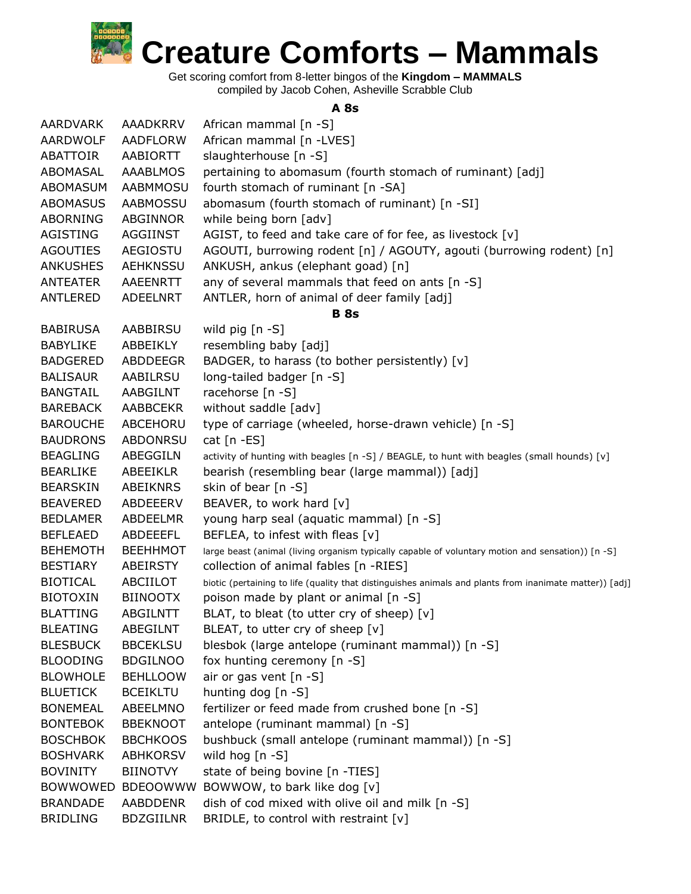# Creature Comforts – Mammals

Get scoring comfort from 8-letter bingos of the **Kingdom – MAMMALS**
compiled by Jacob Cohen, Asheville Scrabble Club

### A 8s

| | | |
|---|---|---|
| AARDVARK | AAADKRRV | African mammal [n -S] |
| AARDWOLF | AADFLORW | African mammal [n -LVES] |
| ABATTOIR | AABIORTT | slaughterhouse [n -S] |
| ABOMASAL | AAABLMOS | pertaining to abomasum (fourth stomach of ruminant) [adj] |
| ABOMASUM | AABMMOSU | fourth stomach of ruminant [n -SA] |
| ABOMASUS | AABMOSSU | abomasum (fourth stomach of ruminant) [n -SI] |
| ABORNING | ABGINNOR | while being born [adv] |
| AGISTING | AGGIINST | AGIST, to feed and take care of for fee, as livestock [v] |
| AGOUTIES | AEGIOSTU | AGOUTI, burrowing rodent [n] / AGOUTY, agouti (burrowing rodent) [n] |
| ANKUSHES | AEHKNSSU | ANKUSH, ankus (elephant goad) [n] |
| ANTEATER | AAEENRTT | any of several mammals that feed on ants [n -S] |
| ANTLERED | ADEELNRT | ANTLER, horn of animal of deer family [adj] |

### B 8s

| | | |
|---|---|---|
| BABIRUSA | AABBIRSU | wild pig [n -S] |
| BABYLIKE | ABBEIKLY | resembling baby [adj] |
| BADGERED | ABDDEEGR | BADGER, to harass (to bother persistently) [v] |
| BALISAUR | AABILRSU | long-tailed badger [n -S] |
| BANGTAIL | AABGILNT | racehorse [n -S] |
| BAREBACK | AABBCEKR | without saddle [adv] |
| BAROUCHE | ABCEHORU | type of carriage (wheeled, horse-drawn vehicle) [n -S] |
| BAUDRONS | ABDONRSU | cat [n -ES] |
| BEAGLING | ABEGGILN | activity of hunting with beagles [n -S] / BEAGLE, to hunt with beagles (small hounds) [v] |
| BEARLIKE | ABEEIKLR | bearish (resembling bear (large mammal)) [adj] |
| BEARSKIN | ABEIKNRS | skin of bear [n -S] |
| BEAVERED | ABDEEERV | BEAVER, to work hard [v] |
| BEDLAMER | ABDEELMR | young harp seal (aquatic mammal) [n -S] |
| BEFLEAED | ABDEEEFL | BEFLEA, to infest with fleas [v] |
| BEHEMOTH | BEEHHMOT | large beast (animal (living organism typically capable of voluntary motion and sensation)) [n -S] |
| BESTIARY | ABEIRSTY | collection of animal fables [n -RIES] |
| BIOTICAL | ABCIILOT | biotic (pertaining to life (quality that distinguishes animals and plants from inanimate matter)) [adj] |
| BIOTOXIN | BIINOOTX | poison made by plant or animal [n -S] |
| BLATTING | ABGILNTT | BLAT, to bleat (to utter cry of sheep) [v] |
| BLEATING | ABEGILNT | BLEAT, to utter cry of sheep [v] |
| BLESBUCK | BBCEKLSU | blesbok (large antelope (ruminant mammal)) [n -S] |
| BLOODING | BDGILNOO | fox hunting ceremony [n -S] |
| BLOWHOLE | BEHLLOOW | air or gas vent [n -S] |
| BLUETICK | BCEIKLTU | hunting dog [n -S] |
| BONEMEAL | ABEELMNO | fertilizer or feed made from crushed bone [n -S] |
| BONTEBOK | BBEKNOOT | antelope (ruminant mammal) [n -S] |
| BOSCHBOK | BBCHKOOS | bushbuck (small antelope (ruminant mammal)) [n -S] |
| BOSHVARK | ABHKORSV | wild hog [n -S] |
| BOVINITY | BIINOTVY | state of being bovine [n -TIES] |
| BOWWOWED | BDEOOWWW | BOWWOW, to bark like dog [v] |
| BRANDADE | AABDDENR | dish of cod mixed with olive oil and milk [n -S] |
| BRIDLING | BDZGIILNR | BRIDLE, to control with restraint [v] |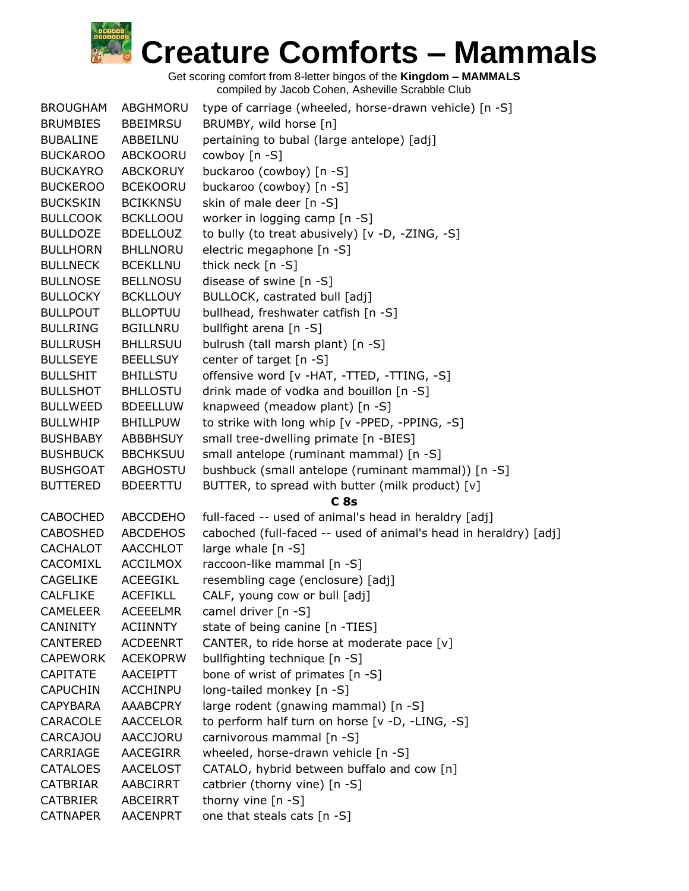# Creature Comforts – Mammals

Get scoring comfort from 8-letter bingos of the **Kingdom – MAMMALS**
compiled by Jacob Cohen, Asheville Scrabble Club

| | | |
|---|---|---|
| BROUGHAM | ABGHMORU | type of carriage (wheeled, horse-drawn vehicle) [n -S] |
| BRUMBIES | BBEIMRSU | BRUMBY, wild horse [n] |
| BUBALINE | ABBEILNU | pertaining to bubal (large antelope) [adj] |
| BUCKAROO | ABCKOORU | cowboy [n -S] |
| BUCKAYRO | ABCKORUY | buckaroo (cowboy) [n -S] |
| BUCKEROO | BCEKOORU | buckaroo (cowboy) [n -S] |
| BUCKSKIN | BCIKKNSU | skin of male deer [n -S] |
| BULLCOOK | BCKLLOOU | worker in logging camp [n -S] |
| BULLDOZE | BDELLOUZ | to bully (to treat abusively) [v -D, -ZING, -S] |
| BULLHORN | BHLLNORU | electric megaphone [n -S] |
| BULLNECK | BCEKLLNU | thick neck [n -S] |
| BULLNOSE | BELLNOSU | disease of swine [n -S] |
| BULLOCKY | BCKLLOUY | BULLOCK, castrated bull [adj] |
| BULLPOUT | BLLOPTUU | bullhead, freshwater catfish [n -S] |
| BULLRING | BGILLNRU | bullfight arena [n -S] |
| BULLRUSH | BHLLRSUU | bulrush (tall marsh plant) [n -S] |
| BULLSEYE | BEELLSUY | center of target [n -S] |
| BULLSHIT | BHILLSTU | offensive word [v -HAT, -TTED, -TTING, -S] |
| BULLSHOT | BHLLOSTU | drink made of vodka and bouillon [n -S] |
| BULLWEED | BDEELLUW | knapweed (meadow plant) [n -S] |
| BULLWHIP | BHILLPUW | to strike with long whip [v -PPED, -PPING, -S] |
| BUSHBABY | ABBBHSUY | small tree-dwelling primate [n -BIES] |
| BUSHBUCK | BBCHKSUU | small antelope (ruminant mammal) [n -S] |
| BUSHGOAT | ABGHOSTU | bushbuck (small antelope (ruminant mammal)) [n -S] |
| BUTTERED | BDEERTTU | BUTTER, to spread with butter (milk product) [v] |

**C 8s**

| | | |
|---|---|---|
| CABOCHED | ABCCDEHO | full-faced -- used of animal's head in heraldry [adj] |
| CABOSHED | ABCDEHOS | caboched (full-faced -- used of animal's head in heraldry) [adj] |
| CACHALOT | AACCHLOT | large whale [n -S] |
| CACOMIXL | ACCILMOX | raccoon-like mammal [n -S] |
| CAGELIKE | ACEEGIKL | resembling cage (enclosure) [adj] |
| CALFLIKE | ACEFIKLL | CALF, young cow or bull [adj] |
| CAMELEER | ACEEELMR | camel driver [n -S] |
| CANINITY | ACIINNTY | state of being canine [n -TIES] |
| CANTERED | ACDEENRT | CANTER, to ride horse at moderate pace [v] |
| CAPEWORK | ACEKOPRW | bullfighting technique [n -S] |
| CAPITATE | AACEIPTT | bone of wrist of primates [n -S] |
| CAPUCHIN | ACCHINPU | long-tailed monkey [n -S] |
| CAPYBARA | AAABCPRY | large rodent (gnawing mammal) [n -S] |
| CARACOLE | AACCELOR | to perform half turn on horse [v -D, -LING, -S] |
| CARCAJOU | AACCJORU | carnivorous mammal [n -S] |
| CARRIAGE | AACEGIRR | wheeled, horse-drawn vehicle [n -S] |
| CATALOES | AACELOST | CATALO, hybrid between buffalo and cow [n] |
| CATBRIAR | AABCIRRT | catbrier (thorny vine) [n -S] |
| CATBRIER | ABCEIRRT | thorny vine [n -S] |
| CATNAPER | AACENPRT | one that steals cats [n -S] |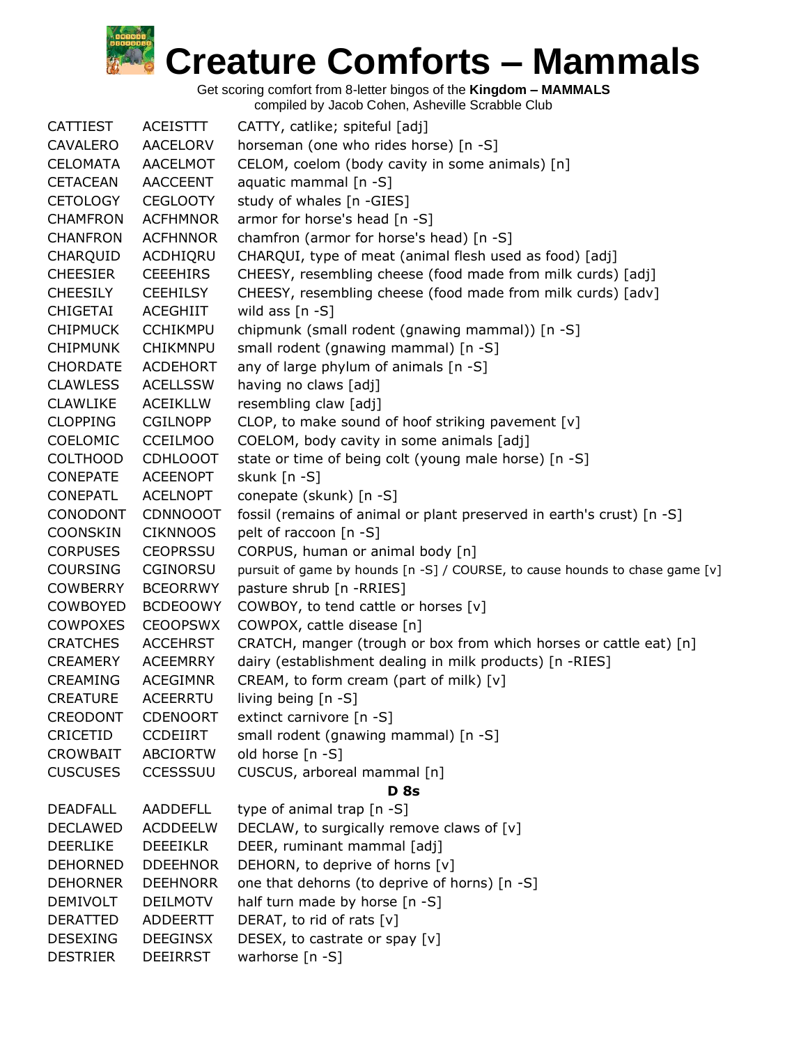# Creature Comforts – Mammals

Get scoring comfort from 8-letter bingos of the **Kingdom – MAMMALS**
compiled by Jacob Cohen, Asheville Scrabble Club

| | | |
|---|---|---|
| CATTIEST | ACEISTTT | CATTY, catlike; spiteful [adj] |
| CAVALERO | AACELORV | horseman (one who rides horse) [n -S] |
| CELOMATA | AACELMOT | CELOM, coelom (body cavity in some animals) [n] |
| CETACEAN | AACCEENT | aquatic mammal [n -S] |
| CETOLOGY | CEGLOOTY | study of whales [n -GIES] |
| CHAMFRON | ACFHMNOR | armor for horse's head [n -S] |
| CHANFRON | ACFHNNOR | chamfron (armor for horse's head) [n -S] |
| CHARQUID | ACDHIQRU | CHARQUI, type of meat (animal flesh used as food) [adj] |
| CHEESIER | CEEEHIRS | CHEESY, resembling cheese (food made from milk curds) [adj] |
| CHEESILY | CEEHILSY | CHEESY, resembling cheese (food made from milk curds) [adv] |
| CHIGETAI | ACEGHIIT | wild ass [n -S] |
| CHIPMUCK | CCHIKMPU | chipmunk (small rodent (gnawing mammal)) [n -S] |
| CHIPMUNK | CHIKMNPU | small rodent (gnawing mammal) [n -S] |
| CHORDATE | ACDEHORT | any of large phylum of animals [n -S] |
| CLAWLESS | ACELLSSW | having no claws [adj] |
| CLAWLIKE | ACEIKLLW | resembling claw [adj] |
| CLOPPING | CGILNOPP | CLOP, to make sound of hoof striking pavement [v] |
| COELOMIC | CCEILMOO | COELOM, body cavity in some animals [adj] |
| COLTHOOD | CDHLOOOT | state or time of being colt (young male horse) [n -S] |
| CONEPATE | ACEENOPT | skunk [n -S] |
| CONEPATL | ACELNOPT | conepate (skunk) [n -S] |
| CONODONT | CDNNOOOT | fossil (remains of animal or plant preserved in earth's crust) [n -S] |
| COONSKIN | CIKNNOOS | pelt of raccoon [n -S] |
| CORPUSES | CEOPRSSU | CORPUS, human or animal body [n] |
| COURSING | CGINORSU | pursuit of game by hounds [n -S] / COURSE, to cause hounds to chase game [v] |
| COWBERRY | BCEORRWY | pasture shrub [n -RRIES] |
| COWBOYED | BCDEOOWY | COWBOY, to tend cattle or horses [v] |
| COWPOXES | CEOOPSWX | COWPOX, cattle disease [n] |
| CRATCHES | ACCEHRST | CRATCH, manger (trough or box from which horses or cattle eat) [n] |
| CREAMERY | ACEEMRRY | dairy (establishment dealing in milk products) [n -RIES] |
| CREAMING | ACEGIMNR | CREAM, to form cream (part of milk) [v] |
| CREATURE | ACEERRTU | living being [n -S] |
| CREODONT | CDENOORT | extinct carnivore [n -S] |
| CRICETID | CCDEIIRT | small rodent (gnawing mammal) [n -S] |
| CROWBAIT | ABCIORTW | old horse [n -S] |
| CUSCUSES | CCESSSUU | CUSCUS, arboreal mammal [n] |
| | | **D 8s** |
| DEADFALL | AADDEFLL | type of animal trap [n -S] |
| DECLAWED | ACDDEELW | DECLAW, to surgically remove claws of [v] |
| DEERLIKE | DEEEIKLR | DEER, ruminant mammal [adj] |
| DEHORNED | DDEEHNOR | DEHORN, to deprive of horns [v] |
| DEHORNER | DEEHNORR | one that dehorns (to deprive of horns) [n -S] |
| DEMIVOLT | DEILMOTV | half turn made by horse [n -S] |
| DERATTED | ADDEERTT | DERAT, to rid of rats [v] |
| DESEXING | DEEGINSX | DESEX, to castrate or spay [v] |
| DESTRIER | DEEIRRST | warhorse [n -S] |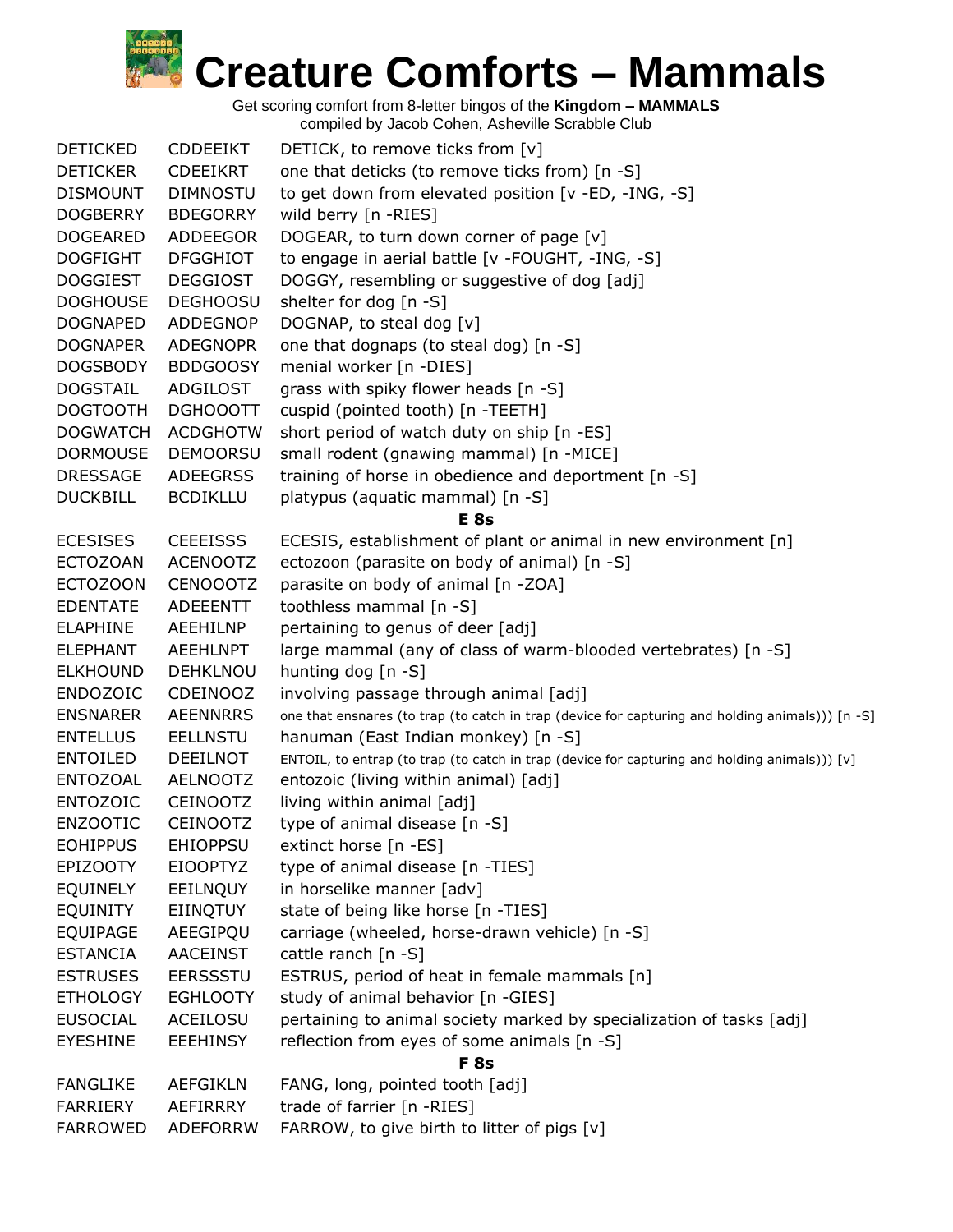# Creature Comforts – Mammals

Get scoring comfort from 8-letter bingos of the **Kingdom – MAMMALS**
compiled by Jacob Cohen, Asheville Scrabble Club

| | | |
|---|---|---|
| DETICKED | CDDEEIKT | DETICK, to remove ticks from [v] |
| DETICKER | CDEEIKRT | one that deticks (to remove ticks from) [n -S] |
| DISMOUNT | DIMNOSTU | to get down from elevated position [v -ED, -ING, -S] |
| DOGBERRY | BDEGORRY | wild berry [n -RIES] |
| DOGEARED | ADDEEGOR | DOGEAR, to turn down corner of page [v] |
| DOGFIGHT | DFGGHIOT | to engage in aerial battle [v -FOUGHT, -ING, -S] |
| DOGGIEST | DEGGIOST | DOGGY, resembling or suggestive of dog [adj] |
| DOGHOUSE | DEGHOOSU | shelter for dog [n -S] |
| DOGNAPED | ADDEGNOP | DOGNAP, to steal dog [v] |
| DOGNAPER | ADEGNOPR | one that dognaps (to steal dog) [n -S] |
| DOGSBODY | BDDGOOSY | menial worker [n -DIES] |
| DOGSTAIL | ADGILOST | grass with spiky flower heads [n -S] |
| DOGTOOTH | DGHOOOTT | cuspid (pointed tooth) [n -TEETH] |
| DOGWATCH | ACDGHOTW | short period of watch duty on ship [n -ES] |
| DORMOUSE | DEMOORSU | small rodent (gnawing mammal) [n -MICE] |
| DRESSAGE | ADEEGRSS | training of horse in obedience and deportment [n -S] |
| DUCKBILL | BCDIKLLU | platypus (aquatic mammal) [n -S] |
| | | **E 8s** |
| ECESISES | CEEEISSS | ECESIS, establishment of plant or animal in new environment [n] |
| ECTOZOAN | ACENOOTZ | ectozoon (parasite on body of animal) [n -S] |
| ECTOZOON | CENOOOTZ | parasite on body of animal [n -ZOA] |
| EDENTATE | ADEEENTT | toothless mammal [n -S] |
| ELAPHINE | AEEHILNP | pertaining to genus of deer [adj] |
| ELEPHANT | AEEHLNPT | large mammal (any of class of warm-blooded vertebrates) [n -S] |
| ELKHOUND | DEHKLNOU | hunting dog [n -S] |
| ENDOZOIC | CDEINOOZ | involving passage through animal [adj] |
| ENSNARER | AEENNRRS | one that ensnares (to trap (to catch in trap (device for capturing and holding animals))) [n -S] |
| ENTELLUS | EELLNSTU | hanuman (East Indian monkey) [n -S] |
| ENTOILED | DEEILNOT | ENTOIL, to entrap (to trap (to catch in trap (device for capturing and holding animals))) [v] |
| ENTOZOAL | AELNOOTZ | entozoic (living within animal) [adj] |
| ENTOZOIC | CEINOOTZ | living within animal [adj] |
| ENZOOTIC | CEINOOTZ | type of animal disease [n -S] |
| EOHIPPUS | EHIOPPSU | extinct horse [n -ES] |
| EPIZOOTY | EIOOPTYZ | type of animal disease [n -TIES] |
| EQUINELY | EEILNQUY | in horselike manner [adv] |
| EQUINITY | EIINQTUY | state of being like horse [n -TIES] |
| EQUIPAGE | AEEGIPQU | carriage (wheeled, horse-drawn vehicle) [n -S] |
| ESTANCIA | AACEINST | cattle ranch [n -S] |
| ESTRUSES | EERSSSTU | ESTRUS, period of heat in female mammals [n] |
| ETHOLOGY | EGHLOOTY | study of animal behavior [n -GIES] |
| EUSOCIAL | ACEILOSU | pertaining to animal society marked by specialization of tasks [adj] |
| EYESHINE | EEEHINSY | reflection from eyes of some animals [n -S] |
| | | **F 8s** |
| FANGLIKE | AEFGIKLN | FANG, long, pointed tooth [adj] |
| FARRIERY | AEFIRRRY | trade of farrier [n -RIES] |
| FARROWED | ADEFORRW | FARROW, to give birth to litter of pigs [v] |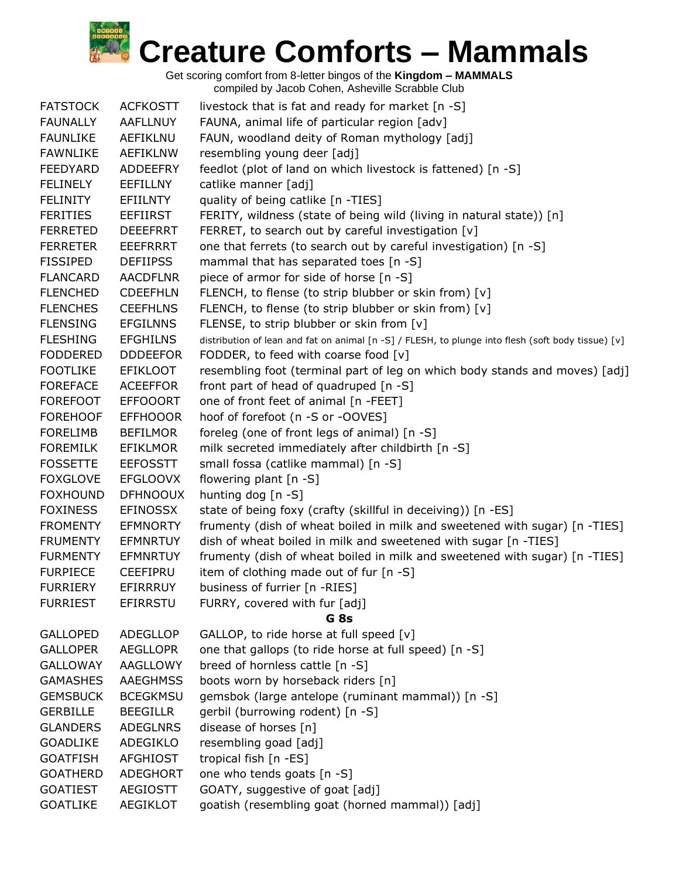# Creature Comforts – Mammals

Get scoring comfort from 8-letter bingos of the **Kingdom – MAMMALS**
compiled by Jacob Cohen, Asheville Scrabble Club

| | | |
|---|---|---|
| FATSTOCK | ACFKOSTT | livestock that is fat and ready for market [n -S] |
| FAUNALLY | AAFLLNUY | FAUNA, animal life of particular region [adv] |
| FAUNLIKE | AEFIKLNU | FAUN, woodland deity of Roman mythology [adj] |
| FAWNLIKE | AEFIKLNW | resembling young deer [adj] |
| FEEDYARD | ADDEEFRY | feedlot (plot of land on which livestock is fattened) [n -S] |
| FELINELY | EEFILLNY | catlike manner [adj] |
| FELINITY | EFIILNTY | quality of being catlike [n -TIES] |
| FERITIES | EEFIIRST | FERITY, wildness (state of being wild (living in natural state)) [n] |
| FERRETED | DEEEFRRT | FERRET, to search out by careful investigation [v] |
| FERRETER | EEEFRRRT | one that ferrets (to search out by careful investigation) [n -S] |
| FISSIPED | DEFIIPSS | mammal that has separated toes [n -S] |
| FLANCARD | AACDFLNR | piece of armor for side of horse [n -S] |
| FLENCHED | CDEEFHLN | FLENCH, to flense (to strip blubber or skin from) [v] |
| FLENCHES | CEEFHLNS | FLENCH, to flense (to strip blubber or skin from) [v] |
| FLENSING | EFGILNNS | FLENSE, to strip blubber or skin from [v] |
| FLESHING | EFGHILNS | distribution of lean and fat on animal [n -S] / FLESH, to plunge into flesh (soft body tissue) [v] |
| FODDERED | DDDEEFOR | FODDER, to feed with coarse food [v] |
| FOOTLIKE | EFIKLOOT | resembling foot (terminal part of leg on which body stands and moves) [adj] |
| FOREFACE | ACEEFFOR | front part of head of quadruped [n -S] |
| FOREFOOT | EFFOOORT | one of front feet of animal [n -FEET] |
| FOREHOOF | EFFHOOOR | hoof of forefoot (n -S or -OOVES] |
| FORELIMB | BEFILMOR | foreleg (one of front legs of animal) [n -S] |
| FOREMILK | EFIKLMOR | milk secreted immediately after childbirth [n -S] |
| FOSSETTE | EEFOSSTT | small fossa (catlike mammal) [n -S] |
| FOXGLOVE | EFGLOOVX | flowering plant [n -S] |
| FOXHOUND | DFHNOOUX | hunting dog [n -S] |
| FOXINESS | EFINOSSX | state of being foxy (crafty (skillful in deceiving)) [n -ES] |
| FROMENTY | EFMNORTY | frumenty (dish of wheat boiled in milk and sweetened with sugar) [n -TIES] |
| FRUMENTY | EFMNRTUY | dish of wheat boiled in milk and sweetened with sugar [n -TIES] |
| FURMENTY | EFMNRTUY | frumenty (dish of wheat boiled in milk and sweetened with sugar) [n -TIES] |
| FURPIECE | CEEFIPRU | item of clothing made out of fur [n -S] |
| FURRIERY | EFIRRRUY | business of furrier [n -RIES] |
| FURRIEST | EFIRRSTU | FURRY, covered with fur [adj] |
| | | **G 8s** |
| GALLOPED | ADEGLLOP | GALLOP, to ride horse at full speed [v] |
| GALLOPER | AEGLLOPR | one that gallops (to ride horse at full speed) [n -S] |
| GALLOWAY | AAGLLOWY | breed of hornless cattle [n -S] |
| GAMASHES | AAEGHMSS | boots worn by horseback riders [n] |
| GEMSBUCK | BCEGKMSU | gemsbok (large antelope (ruminant mammal)) [n -S] |
| GERBILLE | BEEGILLR | gerbil (burrowing rodent) [n -S] |
| GLANDERS | ADEGLNRS | disease of horses [n] |
| GOADLIKE | ADEGIKLO | resembling goad [adj] |
| GOATFISH | AFGHIOST | tropical fish [n -ES] |
| GOATHERD | ADEGHORT | one who tends goats [n -S] |
| GOATIEST | AEGIOSTT | GOATY, suggestive of goat [adj] |
| GOATLIKE | AEGIKLOT | goatish (resembling goat (horned mammal)) [adj] |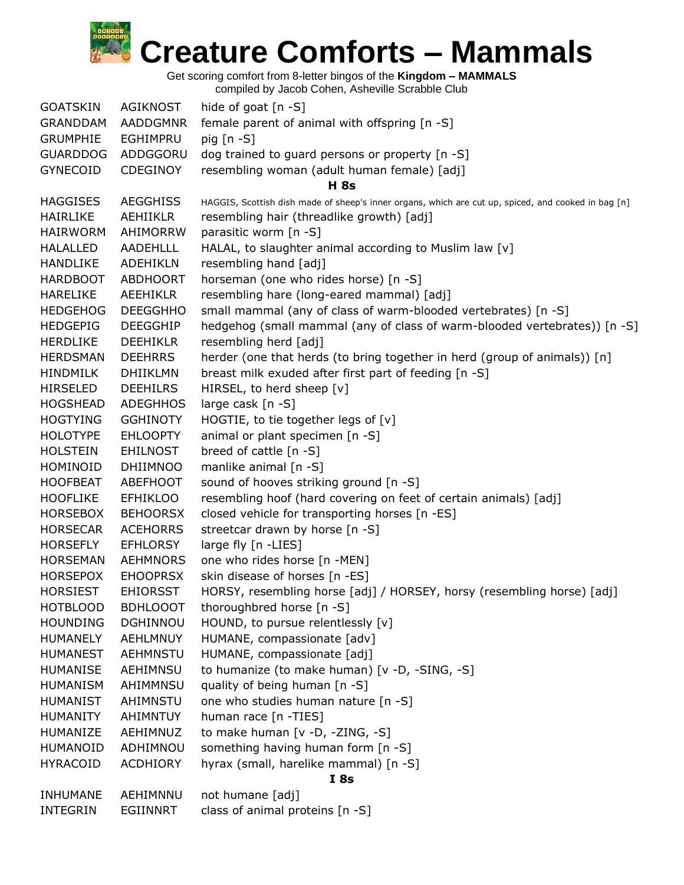# Creature Comforts – Mammals

Get scoring comfort from 8-letter bingos of the **Kingdom – MAMMALS**
compiled by Jacob Cohen, Asheville Scrabble Club

| | | |
|---|---|---|
| GOATSKIN | AGIKNOST | hide of goat [n -S] |
| GRANDDAM | AADDGMNR | female parent of animal with offspring [n -S] |
| GRUMPHIE | EGHIMPRU | pig [n -S] |
| GUARDDOG | ADDGGORU | dog trained to guard persons or property [n -S] |
| GYNECOID | CDEGINOY | resembling woman (adult human female) [adj] |
| | | **H 8s** |
| HAGGISES | AEGGHISS | HAGGIS, Scottish dish made of sheep's inner organs, which are cut up, spiced, and cooked in bag [n] |
| HAIRLIKE | AEHIIKLR | resembling hair (threadlike growth) [adj] |
| HAIRWORM | AHIMORRW | parasitic worm [n -S] |
| HALALLED | AADEHLLL | HALAL, to slaughter animal according to Muslim law [v] |
| HANDLIKE | ADEHIKLN | resembling hand [adj] |
| HARDBOOT | ABDHOORT | horseman (one who rides horse) [n -S] |
| HARELIKE | AEEHIKLR | resembling hare (long-eared mammal) [adj] |
| HEDGEHOG | DEEGGHHO | small mammal (any of class of warm-blooded vertebrates) [n -S] |
| HEDGEPIG | DEEGGHIP | hedgehog (small mammal (any of class of warm-blooded vertebrates)) [n -S] |
| HERDLIKE | DEEHIKLR | resembling herd [adj] |
| HERDSMAN | DEEHRRS | herder (one that herds (to bring together in herd (group of animals)) [n] |
| HINDMILK | DHIIKLMN | breast milk exuded after first part of feeding [n -S] |
| HIRSELED | DEEHILRS | HIRSEL, to herd sheep [v] |
| HOGSHEAD | ADEGHHOS | large cask [n -S] |
| HOGTYING | GGHINOTY | HOGTIE, to tie together legs of [v] |
| HOLOTYPE | EHLOOPTY | animal or plant specimen [n -S] |
| HOLSTEIN | EHILNOST | breed of cattle [n -S] |
| HOMINOID | DHIIMNOO | manlike animal [n -S] |
| HOOFBEAT | ABEFHOOT | sound of hooves striking ground [n -S] |
| HOOFLIKE | EFHIKLOO | resembling hoof (hard covering on feet of certain animals) [adj] |
| HORSEBOX | BEHOORSX | closed vehicle for transporting horses [n -ES] |
| HORSECAR | ACEHORRS | streetcar drawn by horse [n -S] |
| HORSEFLY | EFHLORSY | large fly [n -LIES] |
| HORSEMAN | AEHMNORS | one who rides horse [n -MEN] |
| HORSEPOX | EHOOPRSX | skin disease of horses [n -ES] |
| HORSIEST | EHIORSST | HORSY, resembling horse [adj] / HORSEY, horsy (resembling horse) [adj] |
| HOTBLOOD | BDHLOOOT | thoroughbred horse [n -S] |
| HOUNDING | DGHINNOU | HOUND, to pursue relentlessly [v] |
| HUMANELY | AEHLMNUY | HUMANE, compassionate [adv] |
| HUMANEST | AEHMNSTU | HUMANE, compassionate [adj] |
| HUMANISE | AEHIMNSU | to humanize (to make human) [v -D, -SING, -S] |
| HUMANISM | AHIMMNSU | quality of being human [n -S] |
| HUMANIST | AHIMNSTU | one who studies human nature [n -S] |
| HUMANITY | AHIMNTUY | human race [n -TIES] |
| HUMANIZE | AEHIMNUZ | to make human [v -D, -ZING, -S] |
| HUMANOID | ADHIMNOU | something having human form [n -S] |
| HYRACOID | ACDHIORY | hyrax (small, harelike mammal) [n -S] |
| | | **I 8s** |
| INHUMANE | AEHIMNNU | not humane [adj] |
| INTEGRIN | EGIINNRT | class of animal proteins [n -S] |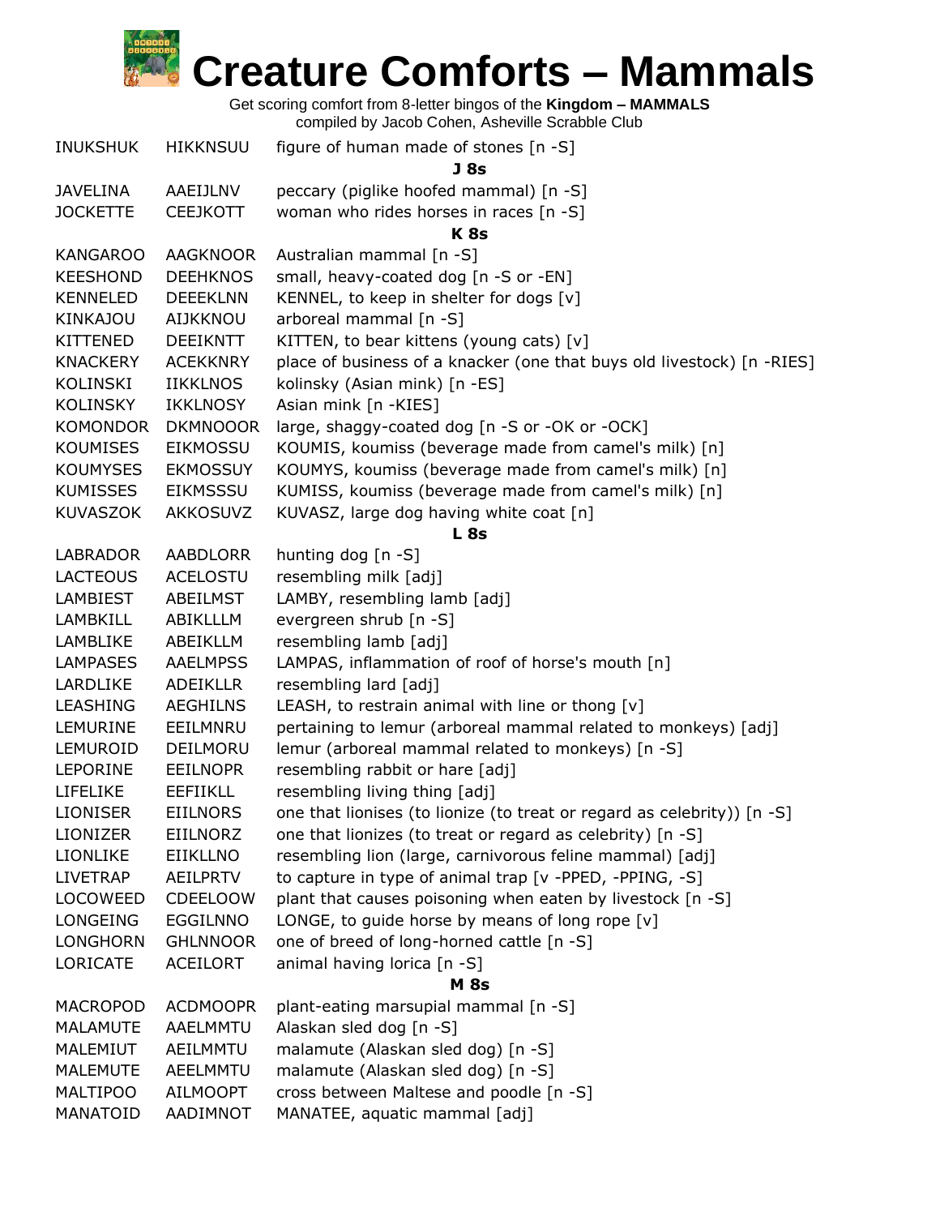# Creature Comforts – Mammals

Get scoring comfort from 8-letter bingos of the **Kingdom – MAMMALS**
compiled by Jacob Cohen, Asheville Scrabble Club

| | | |
|---|---|---|
| INUKSHUK | HIKKNSUU | figure of human made of stones [n -S] |
| | **J 8s** | |
| JAVELINA | AAEIJLNV | peccary (piglike hoofed mammal) [n -S] |
| JOCKETTE | CEEJKOTT | woman who rides horses in races [n -S] |
| | **K 8s** | |
| KANGAROO | AAGKNOOR | Australian mammal [n -S] |
| KEESHOND | DEEHKNOS | small, heavy-coated dog [n -S or -EN] |
| KENNELED | DEEEKLNN | KENNEL, to keep in shelter for dogs [v] |
| KINKAJOU | AIJKKNOU | arboreal mammal [n -S] |
| KITTENED | DEEIKNTT | KITTEN, to bear kittens (young cats) [v] |
| KNACKERY | ACEKKNRY | place of business of a knacker (one that buys old livestock) [n -RIES] |
| KOLINSKI | IIKKLNOS | kolinsky (Asian mink) [n -ES] |
| KOLINSKY | IKKLNOSY | Asian mink [n -KIES] |
| KOMONDOR | DKMNOOOR | large, shaggy-coated dog [n -S or -OK or -OCK] |
| KOUMISES | EIKMOSSU | KOUMIS, koumiss (beverage made from camel's milk) [n] |
| KOUMYSES | EKMOSSUY | KOUMYS, koumiss (beverage made from camel's milk) [n] |
| KUMISSES | EIKMSSSU | KUMISS, koumiss (beverage made from camel's milk) [n] |
| KUVASZOK | AKKOSUVZ | KUVASZ, large dog having white coat [n] |
| | **L 8s** | |
| LABRADOR | AABDLORR | hunting dog [n -S] |
| LACTEOUS | ACELOSTU | resembling milk [adj] |
| LAMBIEST | ABEILMST | LAMBY, resembling lamb [adj] |
| LAMBKILL | ABIKLLLM | evergreen shrub [n -S] |
| LAMBLIKE | ABEIKLLM | resembling lamb [adj] |
| LAMPASES | AAELMPSS | LAMPAS, inflammation of roof of horse's mouth [n] |
| LARDLIKE | ADEIKLLR | resembling lard [adj] |
| LEASHING | AEGHILNS | LEASH, to restrain animal with line or thong [v] |
| LEMURINE | EEILMNRU | pertaining to lemur (arboreal mammal related to monkeys) [adj] |
| LEMUROID | DEILMORU | lemur (arboreal mammal related to monkeys) [n -S] |
| LEPORINE | EEILNOPR | resembling rabbit or hare [adj] |
| LIFELIKE | EEFIIKLL | resembling living thing [adj] |
| LIONISER | EIILNORS | one that lionises (to lionize (to treat or regard as celebrity)) [n -S] |
| LIONIZER | EIILNORZ | one that lionizes (to treat or regard as celebrity) [n -S] |
| LIONLIKE | EIIKLLNO | resembling lion (large, carnivorous feline mammal) [adj] |
| LIVETRAP | AEILPRTV | to capture in type of animal trap [v -PPED, -PPING, -S] |
| LOCOWEED | CDEELOOW | plant that causes poisoning when eaten by livestock [n -S] |
| LONGEING | EGGILNNO | LONGE, to guide horse by means of long rope [v] |
| LONGHORN | GHLNNOOR | one of breed of long-horned cattle [n -S] |
| LORICATE | ACEILORT | animal having lorica [n -S] |
| | **M 8s** | |
| MACROPOD | ACDMOOPR | plant-eating marsupial mammal [n -S] |
| MALAMUTE | AAELMMTU | Alaskan sled dog [n -S] |
| MALEMIUT | AEILMMTU | malamute (Alaskan sled dog) [n -S] |
| MALEMUTE | AEELMMTU | malamute (Alaskan sled dog) [n -S] |
| MALTIPOO | AILMOOPT | cross between Maltese and poodle [n -S] |
| MANATOID | AADIMNOT | MANATEE, aquatic mammal [adj] |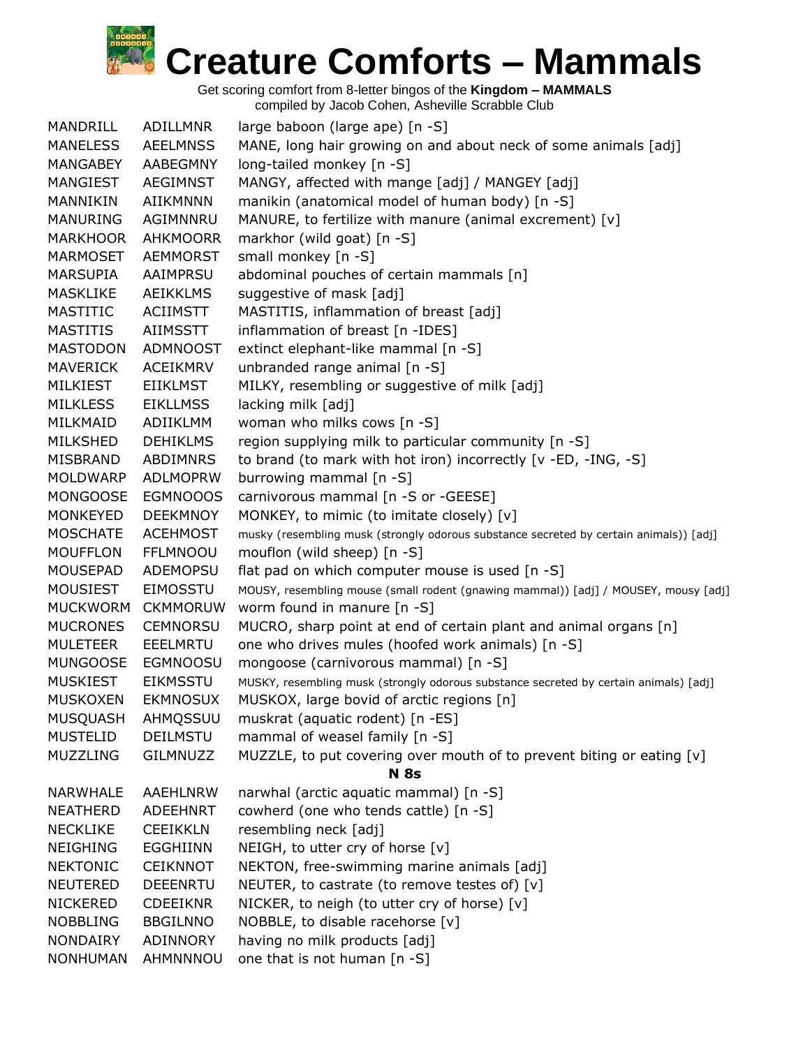# Creature Comforts – Mammals

Get scoring comfort from 8-letter bingos of the **Kingdom – MAMMALS**
compiled by Jacob Cohen, Asheville Scrabble Club

| | | |
|---|---|---|
| MANDRILL | ADILLMNR | large baboon (large ape) [n -S] |
| MANELESS | AEELMNSS | MANE, long hair growing on and about neck of some animals [adj] |
| MANGABEY | AABEGMNY | long-tailed monkey [n -S] |
| MANGIEST | AEGIMNST | MANGY, affected with mange [adj] / MANGEY [adj] |
| MANNIKIN | AIIKMNNN | manikin (anatomical model of human body) [n -S] |
| MANURING | AGIMNNRU | MANURE, to fertilize with manure (animal excrement) [v] |
| MARKHOOR | AHKMOORR | markhor (wild goat) [n -S] |
| MARMOSET | AEMMORST | small monkey [n -S] |
| MARSUPIA | AAIMPRSU | abdominal pouches of certain mammals [n] |
| MASKLIKE | AEIKKLMS | suggestive of mask [adj] |
| MASTITIC | ACIIMSTT | MASTITIS, inflammation of breast [adj] |
| MASTITIS | AIIMSSTT | inflammation of breast [n -IDES] |
| MASTODON | ADMNOOST | extinct elephant-like mammal [n -S] |
| MAVERICK | ACEIKMRV | unbranded range animal [n -S] |
| MILKIEST | EIIKLMST | MILKY, resembling or suggestive of milk [adj] |
| MILKLESS | EIKLLMSS | lacking milk [adj] |
| MILKMAID | ADIIKLMM | woman who milks cows [n -S] |
| MILKSHED | DEHIKLMS | region supplying milk to particular community [n -S] |
| MISBRAND | ABDIMNRS | to brand (to mark with hot iron) incorrectly [v -ED, -ING, -S] |
| MOLDWARP | ADLMOPRW | burrowing mammal [n -S] |
| MONGOOSE | EGMNOOOS | carnivorous mammal [n -S or -GEESE] |
| MONKEYED | DEEKMNOY | MONKEY, to mimic (to imitate closely) [v] |
| MOSCHATE | ACEHMOST | musky (resembling musk (strongly odorous substance secreted by certain animals)) [adj] |
| MOUFFLON | FFLMNOOU | mouflon (wild sheep) [n -S] |
| MOUSEPAD | ADEMOPSU | flat pad on which computer mouse is used [n -S] |
| MOUSIEST | EIMOSSTU | MOUSY, resembling mouse (small rodent (gnawing mammal)) [adj] / MOUSEY, mousy [adj] |
| MUCKWORM | CKMMORUW | worm found in manure [n -S] |
| MUCRONES | CEMNORSU | MUCRO, sharp point at end of certain plant and animal organs [n] |
| MULETEER | EEELMRTU | one who drives mules (hoofed work animals) [n -S] |
| MUNGOOSE | EGMNOOSU | mongoose (carnivorous mammal) [n -S] |
| MUSKIEST | EIKMSSTU | MUSKY, resembling musk (strongly odorous substance secreted by certain animals) [adj] |
| MUSKOXEN | EKMNOSUX | MUSKOX, large bovid of arctic regions [n] |
| MUSQUASH | AHMQSSUU | muskrat (aquatic rodent) [n -ES] |
| MUSTELID | DEILMSTU | mammal of weasel family [n -S] |
| MUZZLING | GILMNUZZ | MUZZLE, to put covering over mouth of to prevent biting or eating [v] |

**N 8s**

| | | |
|---|---|---|
| NARWHALE | AAEHLNRW | narwhal (arctic aquatic mammal) [n -S] |
| NEATHERD | ADEEHNRT | cowherd (one who tends cattle) [n -S] |
| NECKLIKE | CEEIKKLN | resembling neck [adj] |
| NEIGHING | EGGHIINN | NEIGH, to utter cry of horse [v] |
| NEKTONIC | CEIKNNOT | NEKTON, free-swimming marine animals [adj] |
| NEUTERED | DEEENRTU | NEUTER, to castrate (to remove testes of) [v] |
| NICKERED | CDEEIKNR | NICKER, to neigh (to utter cry of horse) [v] |
| NOBBLING | BBGILNNO | NOBBLE, to disable racehorse [v] |
| NONDAIRY | ADINNORY | having no milk products [adj] |
| NONHUMAN | AHMNNNOU | one that is not human [n -S] |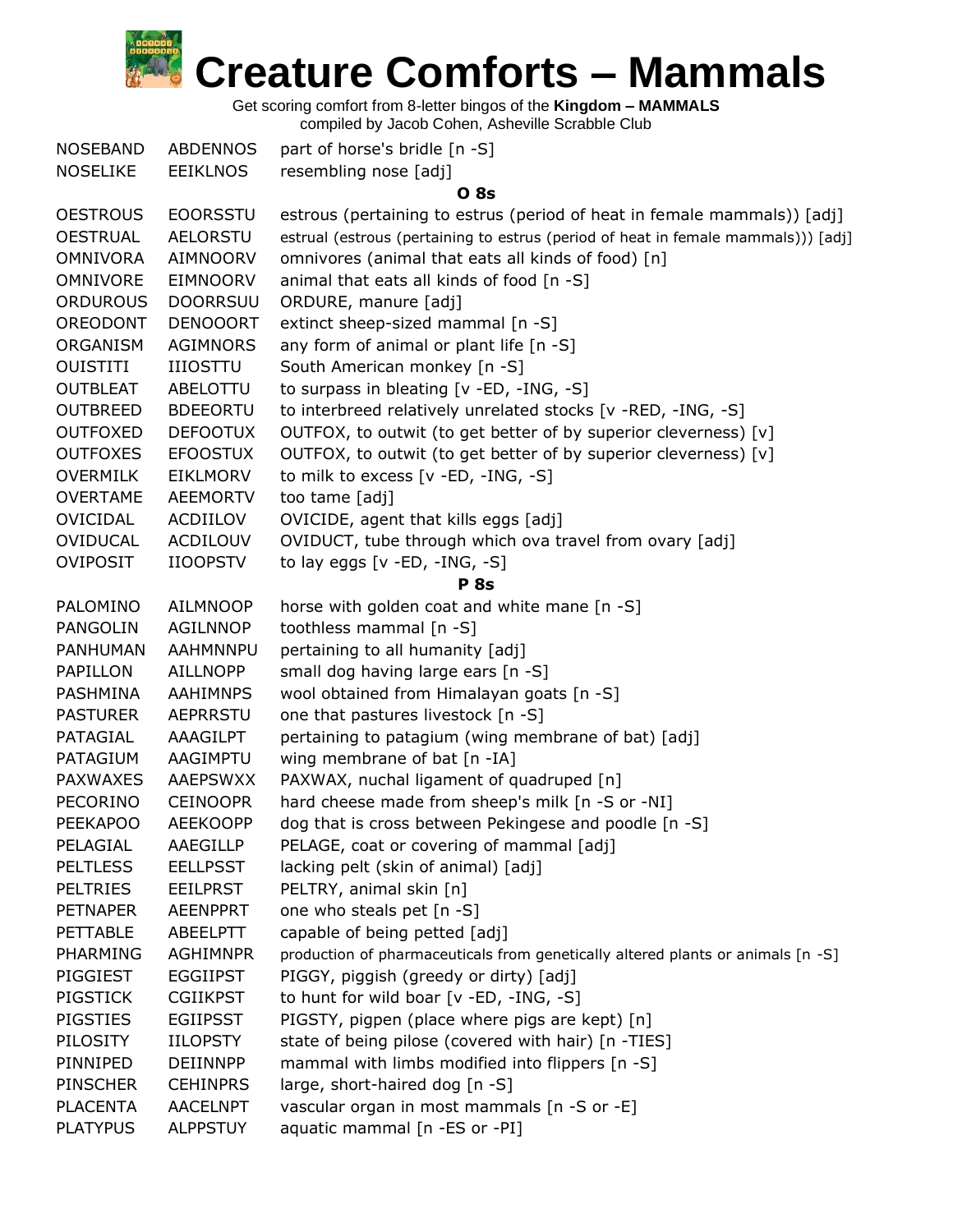# Creature Comforts – Mammals

Get scoring comfort from 8-letter bingos of the **Kingdom – MAMMALS**
compiled by Jacob Cohen, Asheville Scrabble Club

| | | |
|---|---|---|
| NOSEBAND | ABDENNOS | part of horse's bridle [n -S] |
| NOSELIKE | EEIKLNOS | resembling nose [adj] |
| | | **O 8s** |
| OESTROUS | EOORSSTU | estrous (pertaining to estrus (period of heat in female mammals)) [adj] |
| OESTRUAL | AELORSTU | estrual (estrous (pertaining to estrus (period of heat in female mammals))) [adj] |
| OMNIVORA | AIMNOORV | omnivores (animal that eats all kinds of food) [n] |
| OMNIVORE | EIMNOORV | animal that eats all kinds of food [n -S] |
| ORDUROUS | DOORRSUU | ORDURE, manure [adj] |
| OREODONT | DENOOORT | extinct sheep-sized mammal [n -S] |
| ORGANISM | AGIMNORS | any form of animal or plant life [n -S] |
| OUISTITI | IIIOSTTU | South American monkey [n -S] |
| OUTBLEAT | ABELOTTU | to surpass in bleating [v -ED, -ING, -S] |
| OUTBREED | BDEEORTU | to interbreed relatively unrelated stocks [v -RED, -ING, -S] |
| OUTFOXED | DEFOOTUX | OUTFOX, to outwit (to get better of by superior cleverness) [v] |
| OUTFOXES | EFOOSTUX | OUTFOX, to outwit (to get better of by superior cleverness) [v] |
| OVERMILK | EIKLMORV | to milk to excess [v -ED, -ING, -S] |
| OVERTAME | AEEMORTV | too tame [adj] |
| OVICIDAL | ACDIILOV | OVICIDE, agent that kills eggs [adj] |
| OVIDUCAL | ACDILOUV | OVIDUCT, tube through which ova travel from ovary [adj] |
| OVIPOSIT | IIOOPSTV | to lay eggs [v -ED, -ING, -S] |
| | | **P 8s** |
| PALOMINO | AILMNOOP | horse with golden coat and white mane [n -S] |
| PANGOLIN | AGILNNOP | toothless mammal [n -S] |
| PANHUMAN | AAHMNNPU | pertaining to all humanity [adj] |
| PAPILLON | AILLNOPP | small dog having large ears [n -S] |
| PASHMINA | AAHIMNPS | wool obtained from Himalayan goats [n -S] |
| PASTURER | AEPRRSTU | one that pastures livestock [n -S] |
| PATAGIAL | AAAGILPT | pertaining to patagium (wing membrane of bat) [adj] |
| PATAGIUM | AAGIMPTU | wing membrane of bat [n -IA] |
| PAXWAXES | AAEPSWXX | PAXWAX, nuchal ligament of quadruped [n] |
| PECORINO | CEINOOPR | hard cheese made from sheep's milk [n -S or -NI] |
| PEEKAPOO | AEEKOOPP | dog that is cross between Pekingese and poodle [n -S] |
| PELAGIAL | AAEGILLP | PELAGE, coat or covering of mammal [adj] |
| PELTLESS | EELLPSST | lacking pelt (skin of animal) [adj] |
| PELTRIES | EEILPRST | PELTRY, animal skin [n] |
| PETNAPER | AEENPPRT | one who steals pet [n -S] |
| PETTABLE | ABEELPTT | capable of being petted [adj] |
| PHARMING | AGHIMNPR | production of pharmaceuticals from genetically altered plants or animals [n -S] |
| PIGGIEST | EGGIIPST | PIGGY, piggish (greedy or dirty) [adj] |
| PIGSTICK | CGIIKPST | to hunt for wild boar [v -ED, -ING, -S] |
| PIGSTIES | EGIIPSST | PIGSTY, pigpen (place where pigs are kept) [n] |
| PILOSITY | IILOPSTY | state of being pilose (covered with hair) [n -TIES] |
| PINNIPED | DEIINNPP | mammal with limbs modified into flippers [n -S] |
| PINSCHER | CEHINPRS | large, short-haired dog [n -S] |
| PLACENTA | AACELNPT | vascular organ in most mammals [n -S or -E] |
| PLATYPUS | ALPPSTUY | aquatic mammal [n -ES or -PI] |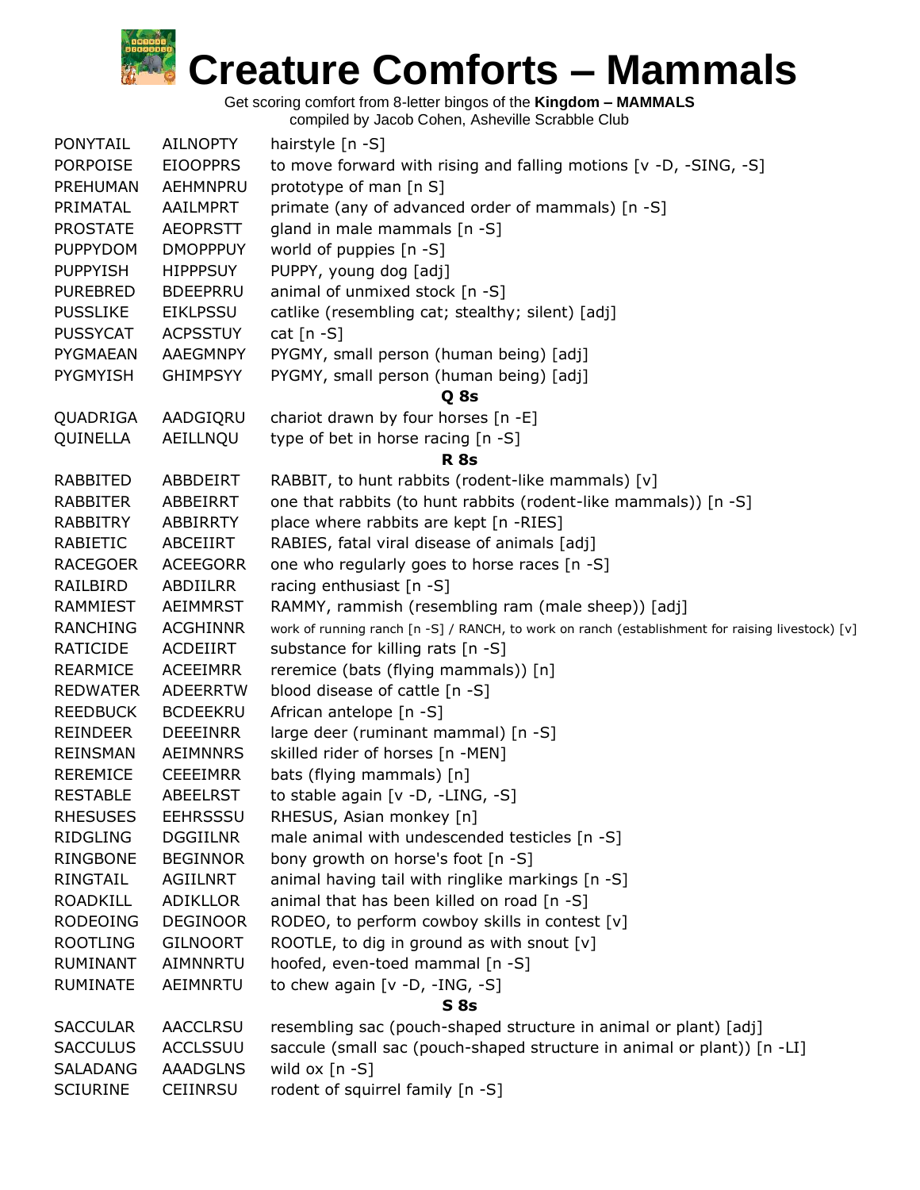# Creature Comforts – Mammals

Get scoring comfort from 8-letter bingos of the **Kingdom – MAMMALS**
compiled by Jacob Cohen, Asheville Scrabble Club

| | | |
|---|---|---|
| PONYTAIL | AILNOPTY | hairstyle [n -S] |
| PORPOISE | EIOOPPRS | to move forward with rising and falling motions [v -D, -SING, -S] |
| PREHUMAN | AEHMNPRU | prototype of man [n S] |
| PRIMATAL | AAILMPRT | primate (any of advanced order of mammals) [n -S] |
| PROSTATE | AEOPRSTT | gland in male mammals [n -S] |
| PUPPYDOM | DMOPPPUY | world of puppies [n -S] |
| PUPPYISH | HIPPPSUY | PUPPY, young dog [adj] |
| PUREBRED | BDEEPRRU | animal of unmixed stock [n -S] |
| PUSSLIKE | EIKLPSSU | catlike (resembling cat; stealthy; silent) [adj] |
| PUSSYCAT | ACPSSTUY | cat [n -S] |
| PYGMAEAN | AAEGMNPY | PYGMY, small person (human being) [adj] |
| PYGMYISH | GHIMPSYY | PYGMY, small person (human being) [adj] |
| | | **Q 8s** |
| QUADRIGA | AADGIQRU | chariot drawn by four horses [n -E] |
| QUINELLA | AEILLNQU | type of bet in horse racing [n -S] |
| | | **R 8s** |
| RABBITED | ABBDEIRT | RABBIT, to hunt rabbits (rodent-like mammals) [v] |
| RABBITER | ABBEIRRT | one that rabbits (to hunt rabbits (rodent-like mammals)) [n -S] |
| RABBITRY | ABBIRRTY | place where rabbits are kept [n -RIES] |
| RABIETIC | ABCEIIRT | RABIES, fatal viral disease of animals [adj] |
| RACEGOER | ACEEGORR | one who regularly goes to horse races [n -S] |
| RAILBIRD | ABDIILRR | racing enthusiast [n -S] |
| RAMMIEST | AEIMMRST | RAMMY, rammish (resembling ram (male sheep)) [adj] |
| RANCHING | ACGHINNR | work of running ranch [n -S] / RANCH, to work on ranch (establishment for raising livestock) [v] |
| RATICIDE | ACDEIIRT | substance for killing rats [n -S] |
| REARMICE | ACEEIMRR | reremice (bats (flying mammals)) [n] |
| REDWATER | ADEERRTW | blood disease of cattle [n -S] |
| REEDBUCK | BCDEEKRU | African antelope [n -S] |
| REINDEER | DEEEINRR | large deer (ruminant mammal) [n -S] |
| REINSMAN | AEIMNNRS | skilled rider of horses [n -MEN] |
| REREMICE | CEEEIMRR | bats (flying mammals) [n] |
| RESTABLE | ABEELRST | to stable again [v -D, -LING, -S] |
| RHESUSES | EEHRSSSU | RHESUS, Asian monkey [n] |
| RIDGLING | DGGIILNR | male animal with undescended testicles [n -S] |
| RINGBONE | BEGINNOR | bony growth on horse's foot [n -S] |
| RINGTAIL | AGIILNRT | animal having tail with ringlike markings [n -S] |
| ROADKILL | ADIKLLOR | animal that has been killed on road [n -S] |
| RODEOING | DEGINOOR | RODEO, to perform cowboy skills in contest [v] |
| ROOTLING | GILNOORT | ROOTLE, to dig in ground as with snout [v] |
| RUMINANT | AIMNNRTU | hoofed, even-toed mammal [n -S] |
| RUMINATE | AEIMNRTU | to chew again [v -D, -ING, -S] |
| | | **S 8s** |
| SACCULAR | AACCLRSU | resembling sac (pouch-shaped structure in animal or plant) [adj] |
| SACCULUS | ACCLSSUU | saccule (small sac (pouch-shaped structure in animal or plant)) [n -LI] |
| SALADANG | AAADGLNS | wild ox [n -S] |
| SCIURINE | CEIINRSU | rodent of squirrel family [n -S] |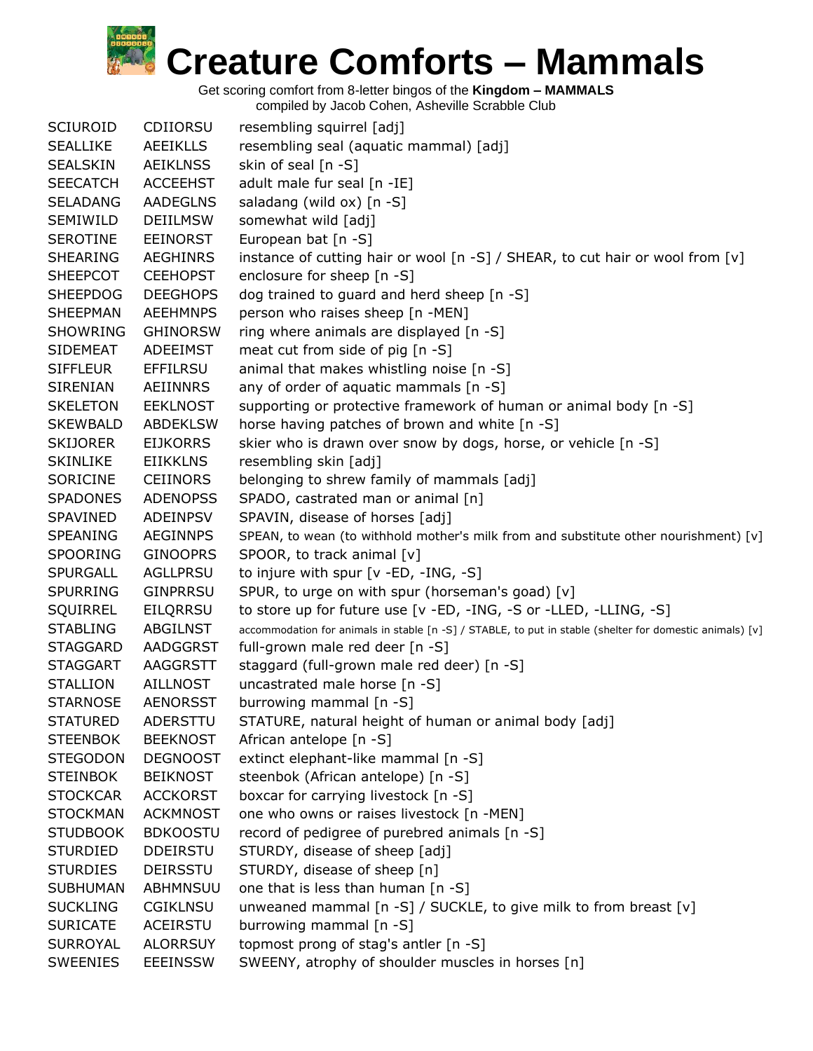# Creature Comforts – Mammals

Get scoring comfort from 8-letter bingos of the **Kingdom – MAMMALS**
compiled by Jacob Cohen, Asheville Scrabble Club

| | | |
|---|---|---|
| SCIUROID | CDIIORSU | resembling squirrel [adj] |
| SEALLIKE | AEEIKLLS | resembling seal (aquatic mammal) [adj] |
| SEALSKIN | AEIKLNSS | skin of seal [n -S] |
| SEECATCH | ACCEEHST | adult male fur seal [n -IE] |
| SELADANG | AADEGLNS | saladang (wild ox) [n -S] |
| SEMIWILD | DEIILMSW | somewhat wild [adj] |
| SEROTINE | EEINORST | European bat [n -S] |
| SHEARING | AEGHINRS | instance of cutting hair or wool [n -S] / SHEAR, to cut hair or wool from [v] |
| SHEEPCOT | CEEHOPST | enclosure for sheep [n -S] |
| SHEEPDOG | DEEGHOPS | dog trained to guard and herd sheep [n -S] |
| SHEEPMAN | AEEHMNPS | person who raises sheep [n -MEN] |
| SHOWRING | GHINORSW | ring where animals are displayed [n -S] |
| SIDEMEAT | ADEEIMST | meat cut from side of pig [n -S] |
| SIFFLEUR | EFFILRSU | animal that makes whistling noise [n -S] |
| SIRENIAN | AEIINNRS | any of order of aquatic mammals [n -S] |
| SKELETON | EEKLNOST | supporting or protective framework of human or animal body [n -S] |
| SKEWBALD | ABDEKLSW | horse having patches of brown and white [n -S] |
| SKIJORER | EIJKORRS | skier who is drawn over snow by dogs, horse, or vehicle [n -S] |
| SKINLIKE | EIIKKLNS | resembling skin [adj] |
| SORICINE | CEIINORS | belonging to shrew family of mammals [adj] |
| SPADONES | ADENOPSS | SPADO, castrated man or animal [n] |
| SPAVINED | ADEINPSV | SPAVIN, disease of horses [adj] |
| SPEANING | AEGINNPS | SPEAN, to wean (to withhold mother's milk from and substitute other nourishment) [v] |
| SPOORING | GINOOPRS | SPOOR, to track animal [v] |
| SPURGALL | AGLLPRSU | to injure with spur [v -ED, -ING, -S] |
| SPURRING | GINPRRSU | SPUR, to urge on with spur (horseman's goad) [v] |
| SQUIRREL | EILQRRSU | to store up for future use [v -ED, -ING, -S or -LLED, -LLING, -S] |
| STABLING | ABGILNST | accommodation for animals in stable [n -S] / STABLE, to put in stable (shelter for domestic animals) [v] |
| STAGGARD | AADGGRST | full-grown male red deer [n -S] |
| STAGGART | AAGGRSTT | staggard (full-grown male red deer) [n -S] |
| STALLION | AILLNOST | uncastrated male horse [n -S] |
| STARNOSE | AENORSST | burrowing mammal [n -S] |
| STATURED | ADERSTTU | STATURE, natural height of human or animal body [adj] |
| STEENBOK | BEEKNOST | African antelope [n -S] |
| STEGODON | DEGNOOST | extinct elephant-like mammal [n -S] |
| STEINBOK | BEIKNOST | steenbok (African antelope) [n -S] |
| STOCKCAR | ACCKORST | boxcar for carrying livestock [n -S] |
| STOCKMAN | ACKMNOST | one who owns or raises livestock [n -MEN] |
| STUDBOOK | BDKOOSTU | record of pedigree of purebred animals [n -S] |
| STURDIED | DDEIRSTU | STURDY, disease of sheep [adj] |
| STURDIES | DEIRSSTU | STURDY, disease of sheep [n] |
| SUBHUMAN | ABHMNSUU | one that is less than human [n -S] |
| SUCKLING | CGIKLNSU | unweaned mammal [n -S] / SUCKLE, to give milk to from breast [v] |
| SURICATE | ACEIRSTU | burrowing mammal [n -S] |
| SURROYAL | ALORRSUY | topmost prong of stag's antler [n -S] |
| SWEENIES | EEEINSSW | SWEENY, atrophy of shoulder muscles in horses [n] |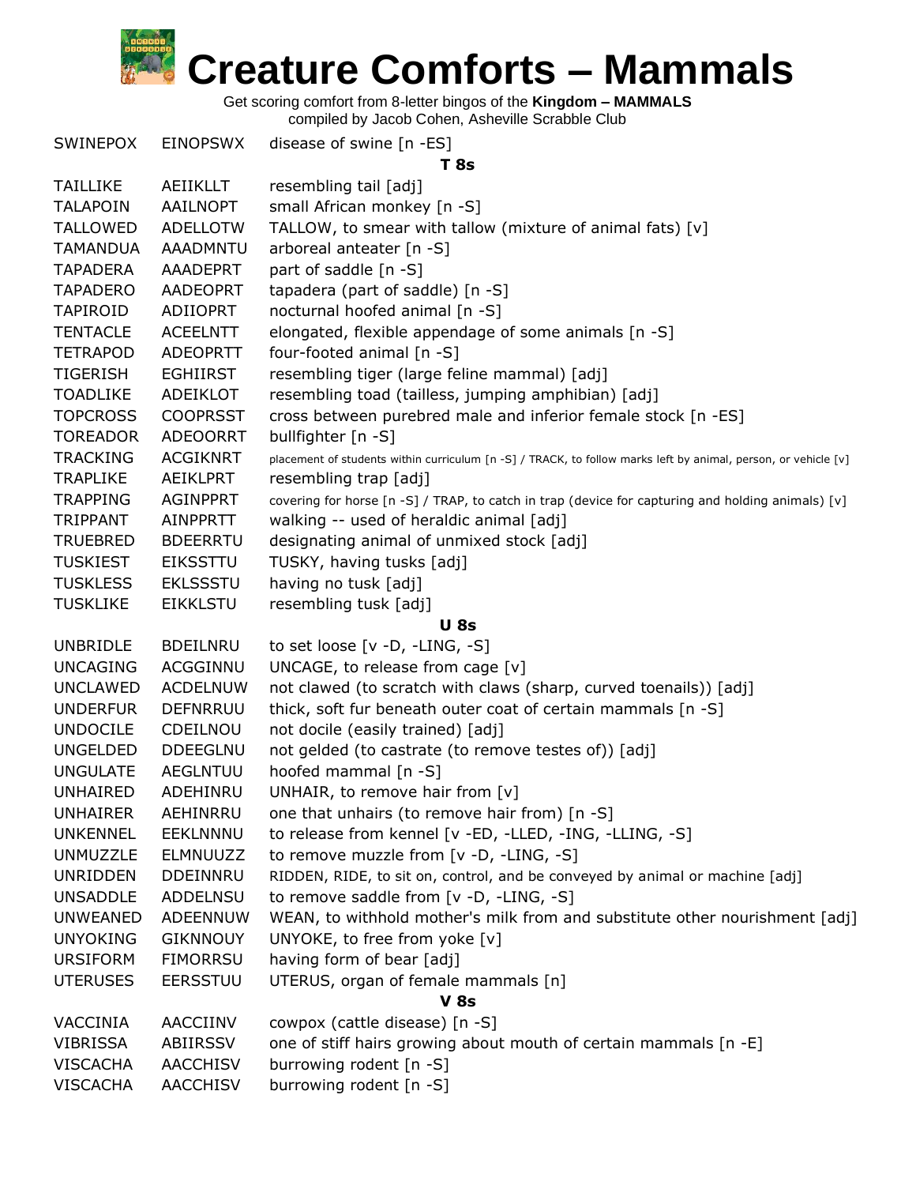# Creature Comforts – Mammals

Get scoring comfort from 8-letter bingos of the **Kingdom – MAMMALS**
compiled by Jacob Cohen, Asheville Scrabble Club

| | | |
|---|---|---|
| SWINEPOX | EINOPSWX | disease of swine [n -ES] |

**T 8s**

| | | |
|---|---|---|
| TAILLIKE | AEIIKLLT | resembling tail [adj] |
| TALAPOIN | AAILNOPT | small African monkey [n -S] |
| TALLOWED | ADELLOTW | TALLOW, to smear with tallow (mixture of animal fats) [v] |
| TAMANDUA | AAADMNTU | arboreal anteater [n -S] |
| TAPADERA | AAADEPRT | part of saddle [n -S] |
| TAPADERO | AADEOPRT | tapadera (part of saddle) [n -S] |
| TAPIROID | ADIIOPRT | nocturnal hoofed animal [n -S] |
| TENTACLE | ACEELNTT | elongated, flexible appendage of some animals [n -S] |
| TETRAPOD | ADEOPRTT | four-footed animal [n -S] |
| TIGERISH | EGHIIRST | resembling tiger (large feline mammal) [adj] |
| TOADLIKE | ADEIKLOT | resembling toad (tailless, jumping amphibian) [adj] |
| TOPCROSS | COOPRSST | cross between purebred male and inferior female stock [n -ES] |
| TOREADOR | ADEOORRT | bullfighter [n -S] |
| TRACKING | ACGIKNRT | placement of students within curriculum [n -S] / TRACK, to follow marks left by animal, person, or vehicle [v] |
| TRAPLIKE | AEIKLPRT | resembling trap [adj] |
| TRAPPING | AGINPPRT | covering for horse [n -S] / TRAP, to catch in trap (device for capturing and holding animals) [v] |
| TRIPPANT | AINPPRTT | walking -- used of heraldic animal [adj] |
| TRUEBRED | BDEERRTU | designating animal of unmixed stock [adj] |
| TUSKIEST | EIKSSTTU | TUSKY, having tusks [adj] |
| TUSKLESS | EKLSSSTU | having no tusk [adj] |
| TUSKLIKE | EIKKLSTU | resembling tusk [adj] |

**U 8s**

| | | |
|---|---|---|
| UNBRIDLE | BDEILNRU | to set loose [v -D, -LING, -S] |
| UNCAGING | ACGGINNU | UNCAGE, to release from cage [v] |
| UNCLAWED | ACDELNUW | not clawed (to scratch with claws (sharp, curved toenails)) [adj] |
| UNDERFUR | DEFNRRUU | thick, soft fur beneath outer coat of certain mammals [n -S] |
| UNDOCILE | CDEILNOU | not docile (easily trained) [adj] |
| UNGELDED | DDEEGLNU | not gelded (to castrate (to remove testes of)) [adj] |
| UNGULATE | AEGLNTUU | hoofed mammal [n -S] |
| UNHAIRED | ADEHINRU | UNHAIR, to remove hair from [v] |
| UNHAIRER | AEHINRRU | one that unhairs (to remove hair from) [n -S] |
| UNKENNEL | EEKLNNNU | to release from kennel [v -ED, -LLED, -ING, -LLING, -S] |
| UNMUZZLE | ELMNUUZZ | to remove muzzle from [v -D, -LING, -S] |
| UNRIDDEN | DDEINNRU | RIDDEN, RIDE, to sit on, control, and be conveyed by animal or machine [adj] |
| UNSADDLE | ADDELNSU | to remove saddle from [v -D, -LING, -S] |
| UNWEANED | ADEENNUW | WEAN, to withhold mother's milk from and substitute other nourishment [adj] |
| UNYOKING | GIKNNOUY | UNYOKE, to free from yoke [v] |
| URSIFORM | FIMORRSU | having form of bear [adj] |
| UTERUSES | EERSSTUU | UTERUS, organ of female mammals [n] |

**V 8s**

| | | |
|---|---|---|
| VACCINIA | AACCIINV | cowpox (cattle disease) [n -S] |
| VIBRISSA | ABIIRSSV | one of stiff hairs growing about mouth of certain mammals [n -E] |
| VISCACHA | AACCHISV | burrowing rodent [n -S] |
| VISCACHA | AACCHISV | burrowing rodent [n -S] |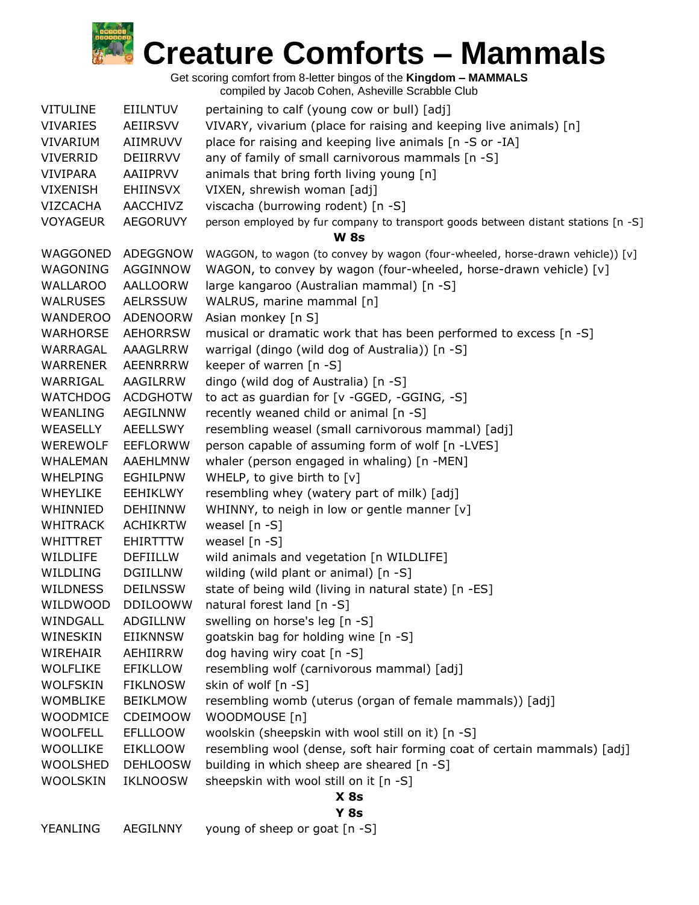# Creature Comforts – Mammals

Get scoring comfort from 8-letter bingos of the **Kingdom – MAMMALS**
compiled by Jacob Cohen, Asheville Scrabble Club

| | | |
|---|---|---|
| VITULINE | EIILNTUV | pertaining to calf (young cow or bull) [adj] |
| VIVARIES | AEIIRSVV | VIVARY, vivarium (place for raising and keeping live animals) [n] |
| VIVARIUM | AIIMRUVV | place for raising and keeping live animals [n -S or -IA] |
| VIVERRID | DEIIRRVV | any of family of small carnivorous mammals [n -S] |
| VIVIPARA | AAIIPRVV | animals that bring forth living young [n] |
| VIXENISH | EHIINSVX | VIXEN, shrewish woman [adj] |
| VIZCACHA | AACCHIVZ | viscacha (burrowing rodent) [n -S] |
| VOYAGEUR | AEGORUVY | person employed by fur company to transport goods between distant stations [n -S] |

**W 8s**

| | | |
|---|---|---|
| WAGGONED | ADEGGNOW | WAGGON, to wagon (to convey by wagon (four-wheeled, horse-drawn vehicle)) [v] |
| WAGONING | AGGINNOW | WAGON, to convey by wagon (four-wheeled, horse-drawn vehicle) [v] |
| WALLAROO | AALLOORW | large kangaroo (Australian mammal) [n -S] |
| WALRUSES | AELRSSUW | WALRUS, marine mammal [n] |
| WANDEROO | ADENOORW | Asian monkey [n S] |
| WARHORSE | AEHORRSW | musical or dramatic work that has been performed to excess [n -S] |
| WARRAGAL | AAAGLRRW | warrigal (dingo (wild dog of Australia)) [n -S] |
| WARRENER | AEENRRRW | keeper of warren [n -S] |
| WARRIGAL | AAGILRRW | dingo (wild dog of Australia) [n -S] |
| WATCHDOG | ACDGHOTW | to act as guardian for [v -GGED, -GGING, -S] |
| WEANLING | AEGILNNW | recently weaned child or animal [n -S] |
| WEASELLY | AEELLSWY | resembling weasel (small carnivorous mammal) [adj] |
| WEREWOLF | EEFLORWW | person capable of assuming form of wolf [n -LVES] |
| WHALEMAN | AAEHLMNW | whaler (person engaged in whaling) [n -MEN] |
| WHELPING | EGHILPNW | WHELP, to give birth to [v] |
| WHEYLIKE | EEHIKLWY | resembling whey (watery part of milk) [adj] |
| WHINNIED | DEHIINNW | WHINNY, to neigh in low or gentle manner [v] |
| WHITRACK | ACHIKRTW | weasel [n -S] |
| WHITTRET | EHIRTTTW | weasel [n -S] |
| WILDLIFE | DEFIILLW | wild animals and vegetation [n WILDLIFE] |
| WILDLING | DGIILLNW | wilding (wild plant or animal) [n -S] |
| WILDNESS | DEILNSSW | state of being wild (living in natural state) [n -ES] |
| WILDWOOD | DDILOOWW | natural forest land [n -S] |
| WINDGALL | ADGILLNW | swelling on horse's leg [n -S] |
| WINESKIN | EIIKNNSW | goatskin bag for holding wine [n -S] |
| WIREHAIR | AEHIIRRW | dog having wiry coat [n -S] |
| WOLFLIKE | EFIKLLOW | resembling wolf (carnivorous mammal) [adj] |
| WOLFSKIN | FIKLNOSW | skin of wolf [n -S] |
| WOMBLIKE | BEIKLMOW | resembling womb (uterus (organ of female mammals)) [adj] |
| WOODMICE | CDEIMOOW | WOODMOUSE [n] |
| WOOLFELL | EFLLLOOW | woolskin (sheepskin with wool still on it) [n -S] |
| WOOLLIKE | EIKLLOOW | resembling wool (dense, soft hair forming coat of certain mammals) [adj] |
| WOOLSHED | DEHLOOSW | building in which sheep are sheared [n -S] |
| WOOLSKIN | IKLNOOSW | sheepskin with wool still on it [n -S] |

**X 8s**

**Y 8s**

| | | |
|---|---|---|
| YEANLING | AEGILNNY | young of sheep or goat [n -S] |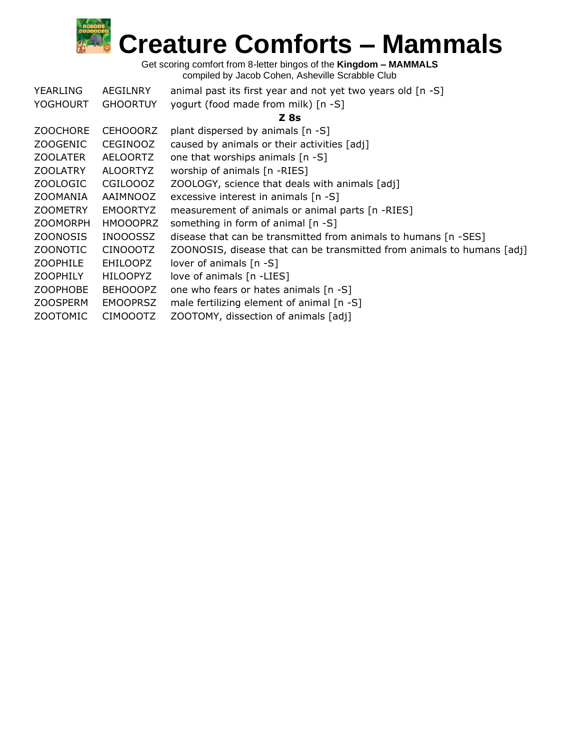# Creature Comforts – Mammals

Get scoring comfort from 8-letter bingos of the **Kingdom – MAMMALS**
compiled by Jacob Cohen, Asheville Scrabble Club

| | | |
|---|---|---|
| YEARLING | AEGILNRY | animal past its first year and not yet two years old [n -S] |
| YOGHOURT | GHOORTUY | yogurt (food made from milk) [n -S] |
| | | **Z 8s** |
| ZOOCHORE | CEHOOORZ | plant dispersed by animals [n -S] |
| ZOOGENIC | CEGINOOZ | caused by animals or their activities [adj] |
| ZOOLATER | AELOORTZ | one that worships animals [n -S] |
| ZOOLATRY | ALOORTYZ | worship of animals [n -RIES] |
| ZOOLOGIC | CGILOOOZ | ZOOLOGY, science that deals with animals [adj] |
| ZOOMANIA | AAIMNOOZ | excessive interest in animals [n -S] |
| ZOOMETRY | EMOORTYZ | measurement of animals or animal parts [n -RIES] |
| ZOOMORPH | HMOOOPRZ | something in form of animal [n -S] |
| ZOONOSIS | INOOOSSZ | disease that can be transmitted from animals to humans [n -SES] |
| ZOONOTIC | CINOOOTZ | ZOONOSIS, disease that can be transmitted from animals to humans [adj] |
| ZOOPHILE | EHILOOPZ | lover of animals [n -S] |
| ZOOPHILY | HILOOPYZ | love of animals [n -LIES] |
| ZOOPHOBE | BEHOOOPZ | one who fears or hates animals [n -S] |
| ZOOSPERM | EMOOPRSZ | male fertilizing element of animal [n -S] |
| ZOOTOMIC | CIMOOOTZ | ZOOTOMY, dissection of animals [adj] |